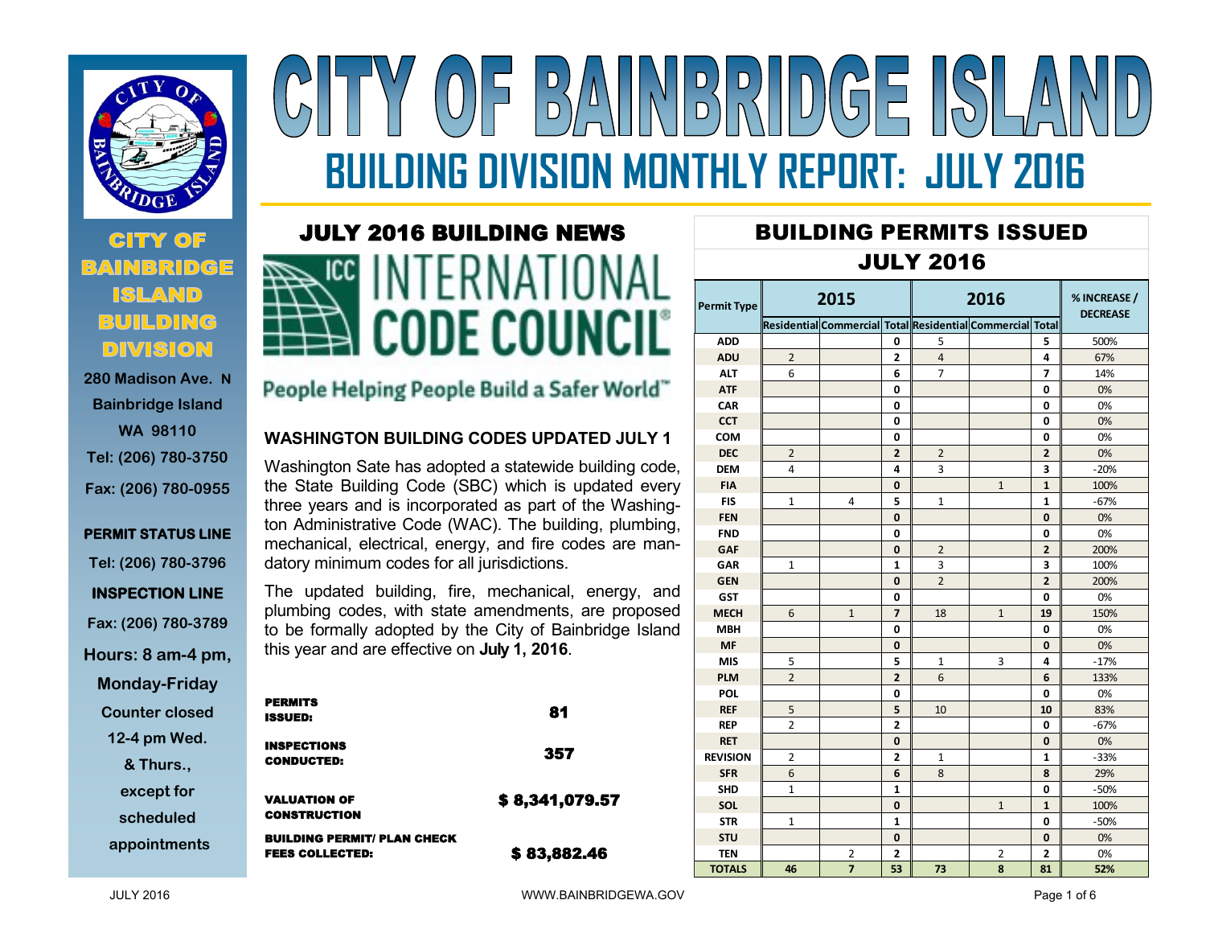# CITY OF BAINBRIDGE ISLAND

## BUILDING DIVISION MONTHLY REPORT: JULY 2016

**CITY OF BAINBRIDGE ISLAND BUILDING DIVISION**

280 Madison Ave. N
Bainbridge Island
WA 98110
Tel: (206) 780-3750
Fax: (206) 780-0955

**PERMIT STATUS LINE**
Tel: (206) 780-3796

**INSPECTION LINE**
Fax: (206) 780-3789

Hours: 8 am-4 pm, Monday-Friday
Counter closed 12-4 pm Wed. & Thurs., except for scheduled appointments

## JULY 2016 BUILDING NEWS

ICC INTERNATIONAL CODE COUNCIL
People Helping People Build a Safer World™

### WASHINGTON BUILDING CODES UPDATED JULY 1

Washington Sate has adopted a statewide building code, the State Building Code (SBC) which is updated every three years and is incorporated as part of the Washington Administrative Code (WAC). The building, plumbing, mechanical, electrical, energy, and fire codes are mandatory minimum codes for all jurisdictions.

The updated building, fire, mechanical, energy, and plumbing codes, with state amendments, are proposed to be formally adopted by the City of Bainbridge Island this year and are effective on **July 1, 2016**.

| | |
|---|---|
| **PERMITS ISSUED:** | **81** |
| **INSPECTIONS CONDUCTED:** | **357** |
| **VALUATION OF CONSTRUCTION** | **$ 8,341,079.57** |
| **BUILDING PERMIT/ PLAN CHECK FEES COLLECTED:** | **$ 83,882.46** |

## BUILDING PERMITS ISSUED JULY 2016

| Permit Type | 2015 | | | 2016 | | | % INCREASE / DECREASE |
|---|---|---|---|---|---|---|---|
| | Residential | Commercial | Total | Residential | Commercial | Total | |
| ADD | | | 0 | 5 | | 5 | 500% |
| ADU | 2 | | 2 | 4 | | 4 | 67% |
| ALT | 6 | | 6 | 7 | | 7 | 14% |
| ATF | | | 0 | | | 0 | 0% |
| CAR | | | 0 | | | 0 | 0% |
| CCT | | | 0 | | | 0 | 0% |
| COM | | | 0 | | | 0 | 0% |
| DEC | 2 | | 2 | 2 | | 2 | 0% |
| DEM | 4 | | 4 | 3 | | 3 | -20% |
| FIA | | | 0 | | 1 | 1 | 100% |
| FIS | 1 | 4 | 5 | 1 | | 1 | -67% |
| FEN | | | 0 | | | 0 | 0% |
| FND | | | 0 | | | 0 | 0% |
| GAF | | | 0 | 2 | | 2 | 200% |
| GAR | 1 | | 1 | 3 | | 3 | 100% |
| GEN | | | 0 | 2 | | 2 | 200% |
| GST | | | 0 | | | 0 | 0% |
| MECH | 6 | 1 | 7 | 18 | 1 | 19 | 150% |
| MBH | | | 0 | | | 0 | 0% |
| MF | | | 0 | | | 0 | 0% |
| MIS | 5 | | 5 | 1 | 3 | 4 | -17% |
| PLM | 2 | | 2 | 6 | | 6 | 133% |
| POL | | | 0 | | | 0 | 0% |
| REF | 5 | | 5 | 10 | | 10 | 83% |
| REP | 2 | | 2 | | | 0 | -67% |
| RET | | | 0 | | | 0 | 0% |
| REVISION | 2 | | 2 | 1 | | 1 | -33% |
| SFR | 6 | | 6 | 8 | | 8 | 29% |
| SHD | 1 | | 1 | | | 0 | -50% |
| SOL | | | 0 | | 1 | 1 | 100% |
| STR | 1 | | 1 | | | 0 | -50% |
| STU | | | 0 | | | 0 | 0% |
| TEN | | 2 | 2 | | 2 | 2 | 0% |
| TOTALS | 46 | 7 | 53 | 73 | 8 | 81 | 52% |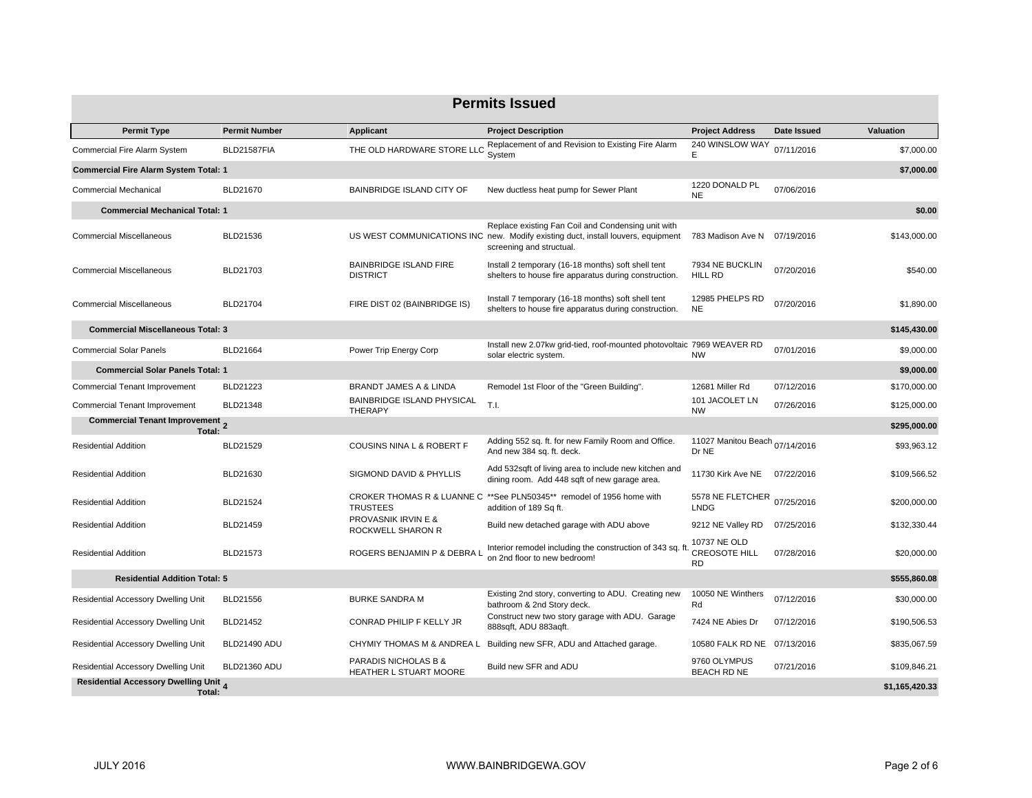## Permits Issued

| Permit Type | Permit Number | Applicant | Project Description | Project Address | Date Issued | Valuation |
|---|---|---|---|---|---|---|
| Commercial Fire Alarm System | BLD21587FIA | THE OLD HARDWARE STORE LLC | Replacement of and Revision to Existing Fire Alarm System | 240 WINSLOW WAY E | 07/11/2016 | $7,000.00 |
| **Commercial Fire Alarm System Total: 1** | | | | | | **$7,000.00** |
| Commercial Mechanical | BLD21670 | BAINBRIDGE ISLAND CITY OF | New ductless heat pump for Sewer Plant | 1220 DONALD PL NE | 07/06/2016 | |
| **Commercial Mechanical Total: 1** | | | | | | **$0.00** |
| Commercial Miscellaneous | BLD21536 | US WEST COMMUNICATIONS INC | Replace existing Fan Coil and Condensing unit with new. Modify existing duct, install louvers, equipment screening and structual. | 783 Madison Ave N | 07/19/2016 | $143,000.00 |
| Commercial Miscellaneous | BLD21703 | BAINBRIDGE ISLAND FIRE DISTRICT | Install 2 temporary (16-18 months) soft shell tent shelters to house fire apparatus during construction. | 7934 NE BUCKLIN HILL RD | 07/20/2016 | $540.00 |
| Commercial Miscellaneous | BLD21704 | FIRE DIST 02 (BAINBRIDGE IS) | Install 7 temporary (16-18 months) soft shell tent shelters to house fire apparatus during construction. | 12985 PHELPS RD NE | 07/20/2016 | $1,890.00 |
| **Commercial Miscellaneous Total: 3** | | | | | | **$145,430.00** |
| Commercial Solar Panels | BLD21664 | Power Trip Energy Corp | Install new 2.07kw grid-tied, roof-mounted photovoltaic solar electric system. | 7969 WEAVER RD NW | 07/01/2016 | $9,000.00 |
| **Commercial Solar Panels Total: 1** | | | | | | **$9,000.00** |
| Commercial Tenant Improvement | BLD21223 | BRANDT JAMES A & LINDA | Remodel 1st Floor of the "Green Building". | 12681 Miller Rd | 07/12/2016 | $170,000.00 |
| Commercial Tenant Improvement | BLD21348 | BAINBRIDGE ISLAND PHYSICAL THERAPY | T.I. | 101 JACOLET LN NW | 07/26/2016 | $125,000.00 |
| **Commercial Tenant Improvement Total: 2** | | | | | | **$295,000.00** |
| Residential Addition | BLD21529 | COUSINS NINA L & ROBERT F | Adding 552 sq. ft. for new Family Room and Office. And new 384 sq. ft. deck. | 11027 Manitou Beach Dr NE | 07/14/2016 | $93,963.12 |
| Residential Addition | BLD21630 | SIGMOND DAVID & PHYLLIS | Add 532sqft of living area to include new kitchen and dining room. Add 448 sqft of new garage area. | 11730 Kirk Ave NE | 07/22/2016 | $109,566.52 |
| Residential Addition | BLD21524 | CROKER THOMAS R & LUANNE C TRUSTEES | **See PLN50345** remodel of 1956 home with addition of 189 Sq ft. | 5578 NE FLETCHER LNDG | 07/25/2016 | $200,000.00 |
| Residential Addition | BLD21459 | PROVASNIK IRVIN E & ROCKWELL SHARON R | Build new detached garage with ADU above | 9212 NE Valley RD | 07/25/2016 | $132,330.44 |
| Residential Addition | BLD21573 | ROGERS BENJAMIN P & DEBRA L | Interior remodel including the construction of 343 sq. ft. on 2nd floor to new bedroom! | 10737 NE OLD CREOSOTE HILL RD | 07/28/2016 | $20,000.00 |
| **Residential Addition Total: 5** | | | | | | **$555,860.08** |
| Residential Accessory Dwelling Unit | BLD21556 | BURKE SANDRA M | Existing 2nd story, converting to ADU. Creating new bathroom & 2nd Story deck. | 10050 NE Winthers Rd | 07/12/2016 | $30,000.00 |
| Residential Accessory Dwelling Unit | BLD21452 | CONRAD PHILIP F KELLY JR | Construct new two story garage with ADU. Garage 888sqft, ADU 883aqft. | 7424 NE Abies Dr | 07/12/2016 | $190,506.53 |
| Residential Accessory Dwelling Unit | BLD21490 ADU | CHYMIY THOMAS M & ANDREA L | Building new SFR, ADU and Attached garage. | 10580 FALK RD NE | 07/13/2016 | $835,067.59 |
| Residential Accessory Dwelling Unit | BLD21360 ADU | PARADIS NICHOLAS B & HEATHER L STUART MOORE | Build new SFR and ADU | 9760 OLYMPUS BEACH RD NE | 07/21/2016 | $109,846.21 |
| **Residential Accessory Dwelling Unit Total: 4** | | | | | | **$1,165,420.33** |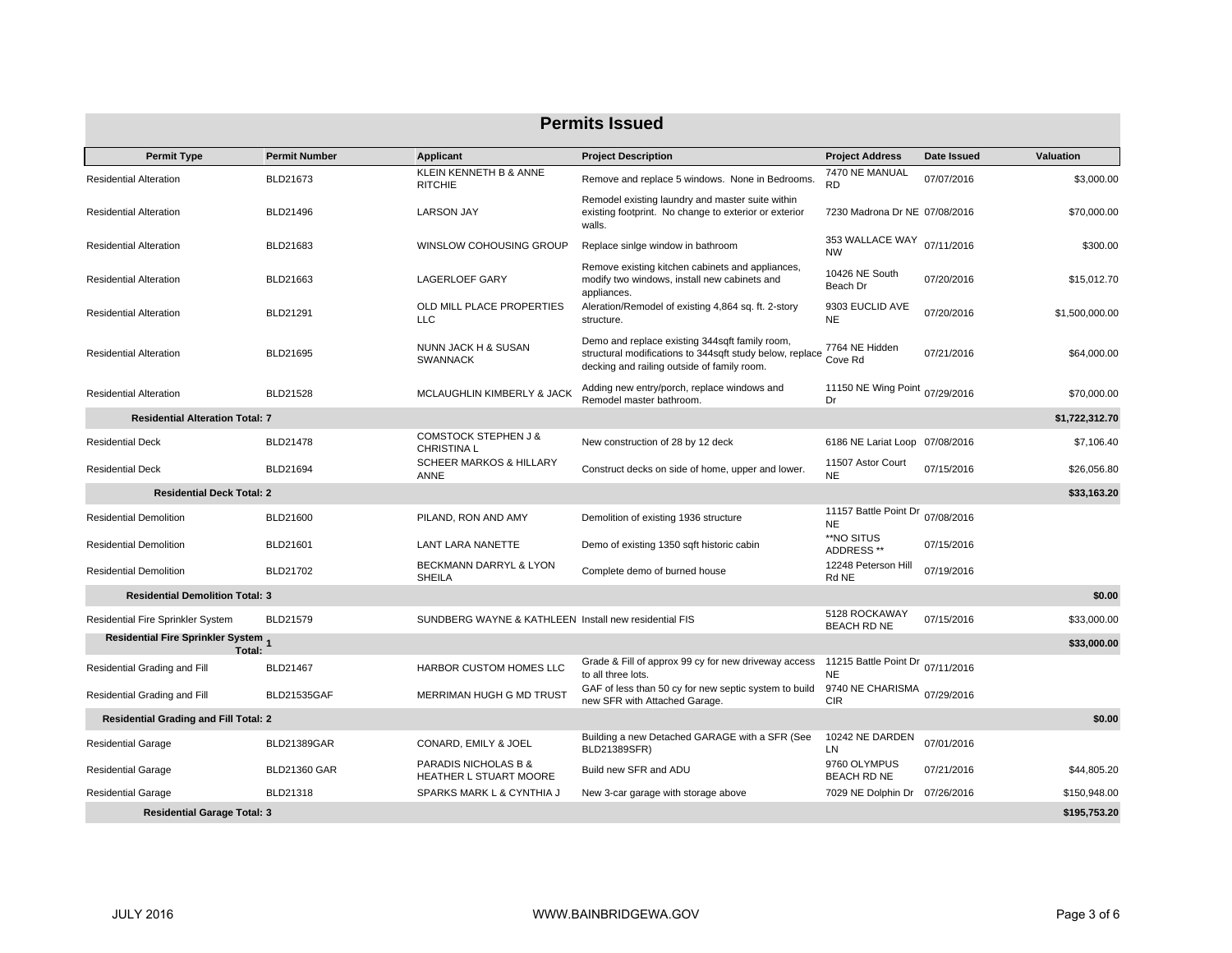## Permits Issued

| Permit Type | Permit Number | Applicant | Project Description | Project Address | Date Issued | Valuation |
|---|---|---|---|---|---|---|
| Residential Alteration | BLD21673 | KLEIN KENNETH B & ANNE RITCHIE | Remove and replace 5 windows. None in Bedrooms. | 7470 NE MANUAL RD | 07/07/2016 | $3,000.00 |
| Residential Alteration | BLD21496 | LARSON JAY | Remodel existing laundry and master suite within existing footprint. No change to exterior or exterior walls. | 7230 Madrona Dr NE | 07/08/2016 | $70,000.00 |
| Residential Alteration | BLD21683 | WINSLOW COHOUSING GROUP | Replace sinlge window in bathroom | 353 WALLACE WAY NW | 07/11/2016 | $300.00 |
| Residential Alteration | BLD21663 | LAGERLOEF GARY | Remove existing kitchen cabinets and appliances, modify two windows, install new cabinets and appliances. | 10426 NE South Beach Dr | 07/20/2016 | $15,012.70 |
| Residential Alteration | BLD21291 | OLD MILL PLACE PROPERTIES LLC | Aleration/Remodel of existing 4,864 sq. ft. 2-story structure. | 9303 EUCLID AVE NE | 07/20/2016 | $1,500,000.00 |
| Residential Alteration | BLD21695 | NUNN JACK H & SUSAN SWANNACK | Demo and replace existing 344sqft family room, structural modifications to 344sqft study below, replace decking and railing outside of family room. | 7764 NE Hidden Cove Rd | 07/21/2016 | $64,000.00 |
| Residential Alteration | BLD21528 | MCLAUGHLIN KIMBERLY & JACK | Adding new entry/porch, replace windows and Remodel master bathroom. | 11150 NE Wing Point Dr | 07/29/2016 | $70,000.00 |
| **Residential Alteration Total: 7** | | | | | | **$1,722,312.70** |
| Residential Deck | BLD21478 | COMSTOCK STEPHEN J & CHRISTINA L | New construction of 28 by 12 deck | 6186 NE Lariat Loop | 07/08/2016 | $7,106.40 |
| Residential Deck | BLD21694 | SCHEER MARKOS & HILLARY ANNE | Construct decks on side of home, upper and lower. | 11507 Astor Court NE | 07/15/2016 | $26,056.80 |
| **Residential Deck Total: 2** | | | | | | **$33,163.20** |
| Residential Demolition | BLD21600 | PILAND, RON AND AMY | Demolition of existing 1936 structure | 11157 Battle Point Dr NE | 07/08/2016 | |
| Residential Demolition | BLD21601 | LANT LARA NANETTE | Demo of existing 1350 sqft historic cabin | **NO SITUS ADDRESS ** | 07/15/2016 | |
| Residential Demolition | BLD21702 | BECKMANN DARRYL & LYON SHEILA | Complete demo of burned house | 12248 Peterson Hill Rd NE | 07/19/2016 | |
| **Residential Demolition Total: 3** | | | | | | **$0.00** |
| Residential Fire Sprinkler System | BLD21579 | SUNDBERG WAYNE & KATHLEEN | Install new residential FIS | 5128 ROCKAWAY BEACH RD NE | 07/15/2016 | $33,000.00 |
| **Residential Fire Sprinkler System Total: 1** | | | | | | **$33,000.00** |
| Residential Grading and Fill | BLD21467 | HARBOR CUSTOM HOMES LLC | Grade & Fill of approx 99 cy for new driveway access to all three lots. | 11215 Battle Point Dr NE | 07/11/2016 | |
| Residential Grading and Fill | BLD21535GAF | MERRIMAN HUGH G MD TRUST | GAF of less than 50 cy for new septic system to build new SFR with Attached Garage. | 9740 NE CHARISMA CIR | 07/29/2016 | |
| **Residential Grading and Fill Total: 2** | | | | | | **$0.00** |
| Residential Garage | BLD21389GAR | CONARD, EMILY & JOEL | Building a new Detached GARAGE with a SFR (See BLD21389SFR) | 10242 NE DARDEN LN | 07/01/2016 | |
| Residential Garage | BLD21360 GAR | PARADIS NICHOLAS B & HEATHER L STUART MOORE | Build new SFR and ADU | 9760 OLYMPUS BEACH RD NE | 07/21/2016 | $44,805.20 |
| Residential Garage | BLD21318 | SPARKS MARK L & CYNTHIA J | New 3-car garage with storage above | 7029 NE Dolphin Dr | 07/26/2016 | $150,948.00 |
| **Residential Garage Total: 3** | | | | | | **$195,753.20** |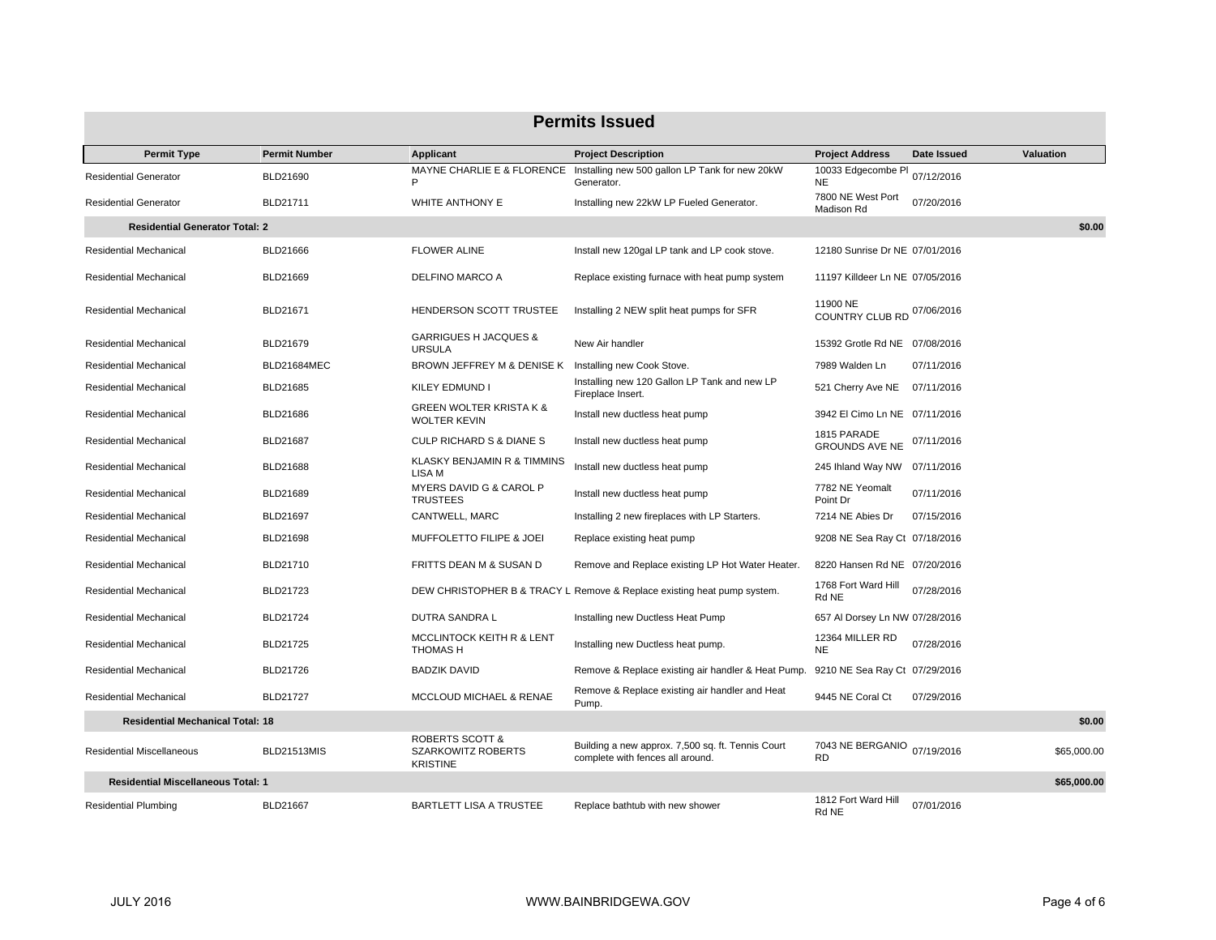## Permits Issued

| Permit Type | Permit Number | Applicant | Project Description | Project Address | Date Issued | Valuation |
|---|---|---|---|---|---|---|
| Residential Generator | BLD21690 | MAYNE CHARLIE E & FLORENCE P | Installing new 500 gallon LP Tank for new 20kW Generator. | 10033 Edgecombe Pl NE | 07/12/2016 | |
| Residential Generator | BLD21711 | WHITE ANTHONY E | Installing new 22kW LP Fueled Generator. | 7800 NE West Port Madison Rd | 07/20/2016 | |
| **Residential Generator Total: 2** | | | | | | **$0.00** |
| Residential Mechanical | BLD21666 | FLOWER ALINE | Install new 120gal LP tank and LP cook stove. | 12180 Sunrise Dr NE | 07/01/2016 | |
| Residential Mechanical | BLD21669 | DELFINO MARCO A | Replace existing furnace with heat pump system | 11197 Killdeer Ln NE | 07/05/2016 | |
| Residential Mechanical | BLD21671 | HENDERSON SCOTT TRUSTEE | Installing 2 NEW split heat pumps for SFR | 11900 NE COUNTRY CLUB RD | 07/06/2016 | |
| Residential Mechanical | BLD21679 | GARRIGUES H JACQUES & URSULA | New Air handler | 15392 Grotle Rd NE | 07/08/2016 | |
| Residential Mechanical | BLD21684MEC | BROWN JEFFREY M & DENISE K | Installing new Cook Stove. | 7989 Walden Ln | 07/11/2016 | |
| Residential Mechanical | BLD21685 | KILEY EDMUND I | Installing new 120 Gallon LP Tank and new LP Fireplace Insert. | 521 Cherry Ave NE | 07/11/2016 | |
| Residential Mechanical | BLD21686 | GREEN WOLTER KRISTA K & WOLTER KEVIN | Install new ductless heat pump | 3942 El Cimo Ln NE | 07/11/2016 | |
| Residential Mechanical | BLD21687 | CULP RICHARD S & DIANE S | Install new ductless heat pump | 1815 PARADE GROUNDS AVE NE | 07/11/2016 | |
| Residential Mechanical | BLD21688 | KLASKY BENJAMIN R & TIMMINS LISA M | Install new ductless heat pump | 245 Ihland Way NW | 07/11/2016 | |
| Residential Mechanical | BLD21689 | MYERS DAVID G & CAROL P TRUSTEES | Install new ductless heat pump | 7782 NE Yeomalt Point Dr | 07/11/2016 | |
| Residential Mechanical | BLD21697 | CANTWELL, MARC | Installing 2 new fireplaces with LP Starters. | 7214 NE Abies Dr | 07/15/2016 | |
| Residential Mechanical | BLD21698 | MUFFOLETTO FILIPE & JOEI | Replace existing heat pump | 9208 NE Sea Ray Ct | 07/18/2016 | |
| Residential Mechanical | BLD21710 | FRITTS DEAN M & SUSAN D | Remove and Replace existing LP Hot Water Heater. | 8220 Hansen Rd NE | 07/20/2016 | |
| Residential Mechanical | BLD21723 | DEW CHRISTOPHER B & TRACY L | Remove & Replace existing heat pump system. | 1768 Fort Ward Hill Rd NE | 07/28/2016 | |
| Residential Mechanical | BLD21724 | DUTRA SANDRA L | Installing new Ductless Heat Pump | 657 Al Dorsey Ln NW | 07/28/2016 | |
| Residential Mechanical | BLD21725 | MCCLINTOCK KEITH R & LENT THOMAS H | Installing new Ductless heat pump. | 12364 MILLER RD NE | 07/28/2016 | |
| Residential Mechanical | BLD21726 | BADZIK DAVID | Remove & Replace existing air handler & Heat Pump. | 9210 NE Sea Ray Ct | 07/29/2016 | |
| Residential Mechanical | BLD21727 | MCCLOUD MICHAEL & RENAE | Remove & Replace existing air handler and Heat Pump. | 9445 NE Coral Ct | 07/29/2016 | |
| **Residential Mechanical Total: 18** | | | | | | **$0.00** |
| Residential Miscellaneous | BLD21513MIS | ROBERTS SCOTT & SZARKOWITZ ROBERTS KRISTINE | Building a new approx. 7,500 sq. ft. Tennis Court complete with fences all around. | 7043 NE BERGANIO RD | 07/19/2016 | $65,000.00 |
| **Residential Miscellaneous Total: 1** | | | | | | **$65,000.00** |
| Residential Plumbing | BLD21667 | BARTLETT LISA A TRUSTEE | Replace bathtub with new shower | 1812 Fort Ward Hill Rd NE | 07/01/2016 | |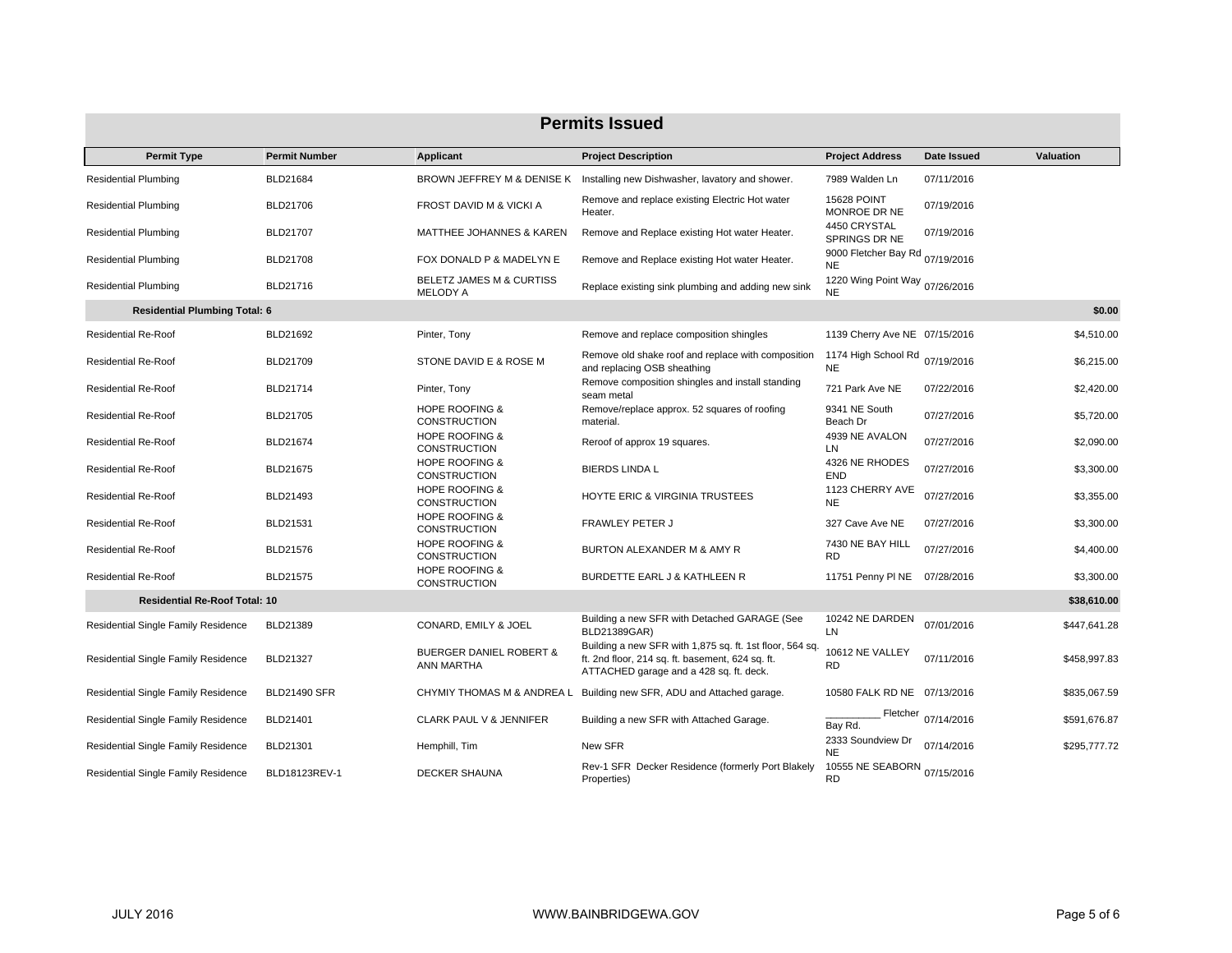## Permits Issued

| Permit Type | Permit Number | Applicant | Project Description | Project Address | Date Issued | Valuation |
|---|---|---|---|---|---|---|
| Residential Plumbing | BLD21684 | BROWN JEFFREY M & DENISE K | Installing new Dishwasher, lavatory and shower. | 7989 Walden Ln | 07/11/2016 | |
| Residential Plumbing | BLD21706 | FROST DAVID M & VICKI A | Remove and replace existing Electric Hot water Heater. | 15628 POINT MONROE DR NE | 07/19/2016 | |
| Residential Plumbing | BLD21707 | MATTHEE JOHANNES & KAREN | Remove and Replace existing Hot water Heater. | 4450 CRYSTAL SPRINGS DR NE | 07/19/2016 | |
| Residential Plumbing | BLD21708 | FOX DONALD P & MADELYN E | Remove and Replace existing Hot water Heater. | 9000 Fletcher Bay Rd NE | 07/19/2016 | |
| Residential Plumbing | BLD21716 | BELETZ JAMES M & CURTISS MELODY A | Replace existing sink plumbing and adding new sink | 1220 Wing Point Way NE | 07/26/2016 | |
| **Residential Plumbing Total: 6** | | | | | | **$0.00** |
| Residential Re-Roof | BLD21692 | Pinter, Tony | Remove and replace composition shingles | 1139 Cherry Ave NE | 07/15/2016 | $4,510.00 |
| Residential Re-Roof | BLD21709 | STONE DAVID E & ROSE M | Remove old shake roof and replace with composition and replacing OSB sheathing | 1174 High School Rd NE | 07/19/2016 | $6,215.00 |
| Residential Re-Roof | BLD21714 | Pinter, Tony | Remove composition shingles and install standing seam metal | 721 Park Ave NE | 07/22/2016 | $2,420.00 |
| Residential Re-Roof | BLD21705 | HOPE ROOFING & CONSTRUCTION | Remove/replace approx. 52 squares of roofing material. | 9341 NE South Beach Dr | 07/27/2016 | $5,720.00 |
| Residential Re-Roof | BLD21674 | HOPE ROOFING & CONSTRUCTION | Reroof of approx 19 squares. | 4939 NE AVALON LN | 07/27/2016 | $2,090.00 |
| Residential Re-Roof | BLD21675 | HOPE ROOFING & CONSTRUCTION | BIERDS LINDA L | 4326 NE RHODES END | 07/27/2016 | $3,300.00 |
| Residential Re-Roof | BLD21493 | HOPE ROOFING & CONSTRUCTION | HOYTE ERIC & VIRGINIA TRUSTEES | 1123 CHERRY AVE NE | 07/27/2016 | $3,355.00 |
| Residential Re-Roof | BLD21531 | HOPE ROOFING & CONSTRUCTION | FRAWLEY PETER J | 327 Cave Ave NE | 07/27/2016 | $3,300.00 |
| Residential Re-Roof | BLD21576 | HOPE ROOFING & CONSTRUCTION | BURTON ALEXANDER M & AMY R | 7430 NE BAY HILL RD | 07/27/2016 | $4,400.00 |
| Residential Re-Roof | BLD21575 | HOPE ROOFING & CONSTRUCTION | BURDETTE EARL J & KATHLEEN R | 11751 Penny Pl NE | 07/28/2016 | $3,300.00 |
| **Residential Re-Roof Total: 10** | | | | | | **$38,610.00** |
| Residential Single Family Residence | BLD21389 | CONARD, EMILY & JOEL | Building a new SFR with Detached GARAGE (See BLD21389GAR) | 10242 NE DARDEN LN | 07/01/2016 | $447,641.28 |
| Residential Single Family Residence | BLD21327 | BUERGER DANIEL ROBERT & ANN MARTHA | Building a new SFR with 1,875 sq. ft. 1st floor, 564 sq. ft. 2nd floor, 214 sq. ft. basement, 624 sq. ft. ATTACHED garage and a 428 sq. ft. deck. | 10612 NE VALLEY RD | 07/11/2016 | $458,997.83 |
| Residential Single Family Residence | BLD21490 SFR | CHYMIY THOMAS M & ANDREA L | Building new SFR, ADU and Attached garage. | 10580 FALK RD NE | 07/13/2016 | $835,067.59 |
| Residential Single Family Residence | BLD21401 | CLARK PAUL V & JENNIFER | Building a new SFR with Attached Garage. | __________ Fletcher Bay Rd. | 07/14/2016 | $591,676.87 |
| Residential Single Family Residence | BLD21301 | Hemphill, Tim | New SFR | 2333 Soundview Dr NE | 07/14/2016 | $295,777.72 |
| Residential Single Family Residence | BLD18123REV-1 | DECKER SHAUNA | Rev-1 SFR Decker Residence (formerly Port Blakely Properties) | 10555 NE SEABORN RD | 07/15/2016 | |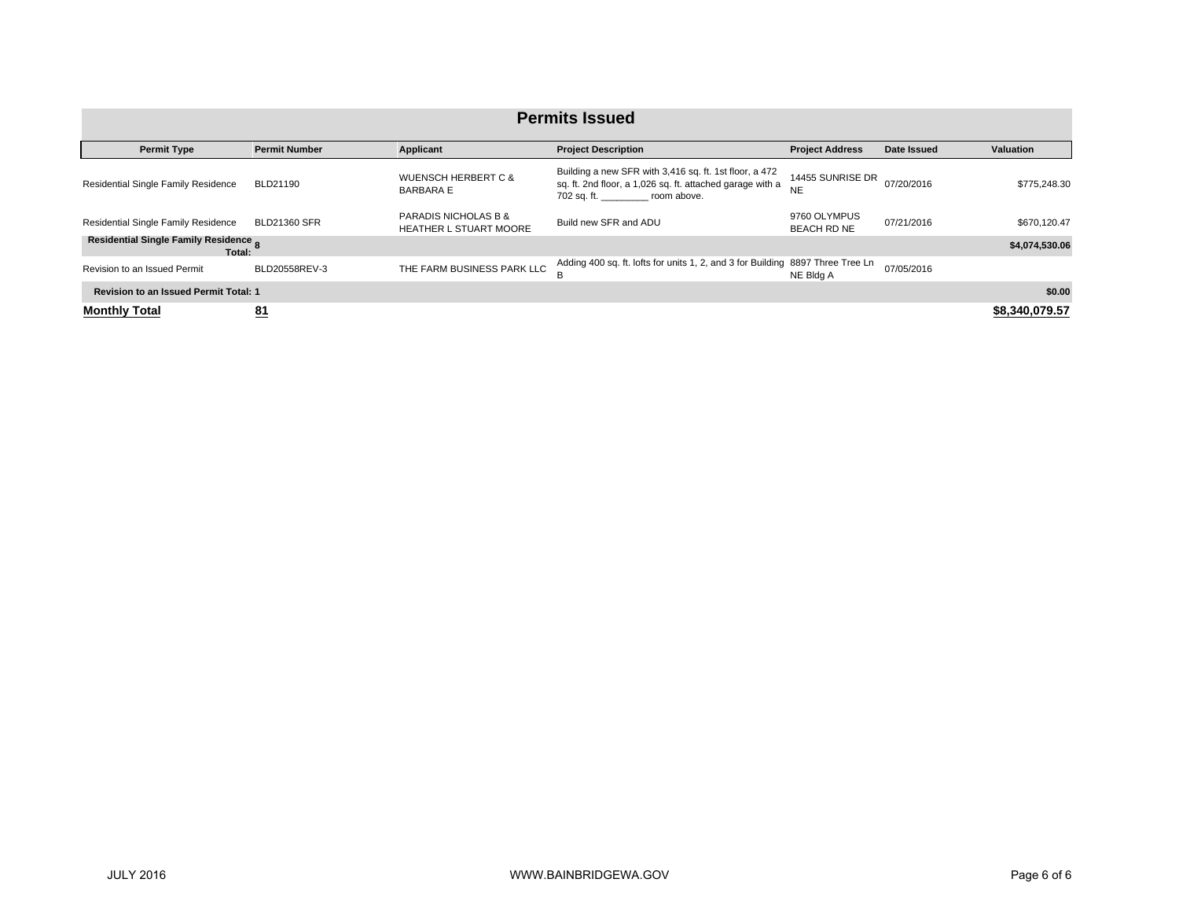## Permits Issued

| Permit Type | Permit Number | Applicant | Project Description | Project Address | Date Issued | Valuation |
|---|---|---|---|---|---|---|
| Residential Single Family Residence | BLD21190 | WUENSCH HERBERT C & BARBARA E | Building a new SFR with 3,416 sq. ft. 1st floor, a 472 sq. ft. 2nd floor, a 1,026 sq. ft. attached garage with a 702 sq. ft. _________ room above. | 14455 SUNRISE DR NE | 07/20/2016 | $775,248.30 |
| Residential Single Family Residence | BLD21360 SFR | PARADIS NICHOLAS B & HEATHER L STUART MOORE | Build new SFR and ADU | 9760 OLYMPUS BEACH RD NE | 07/21/2016 | $670,120.47 |
| **Residential Single Family Residence Total: 8** | | | | | | **$4,074,530.06** |
| Revision to an Issued Permit | BLD20558REV-3 | THE FARM BUSINESS PARK LLC | Adding 400 sq. ft. lofts for units 1, 2, and 3 for Building B | 8897 Three Tree Ln NE Bldg A | 07/05/2016 | |
| **Revision to an Issued Permit Total: 1** | | | | | | **$0.00** |
| **Monthly Total** | **81** | | | | | **$8,340,079.57** |

JULY 2016

WWW.BAINBRIDGEWA.GOV